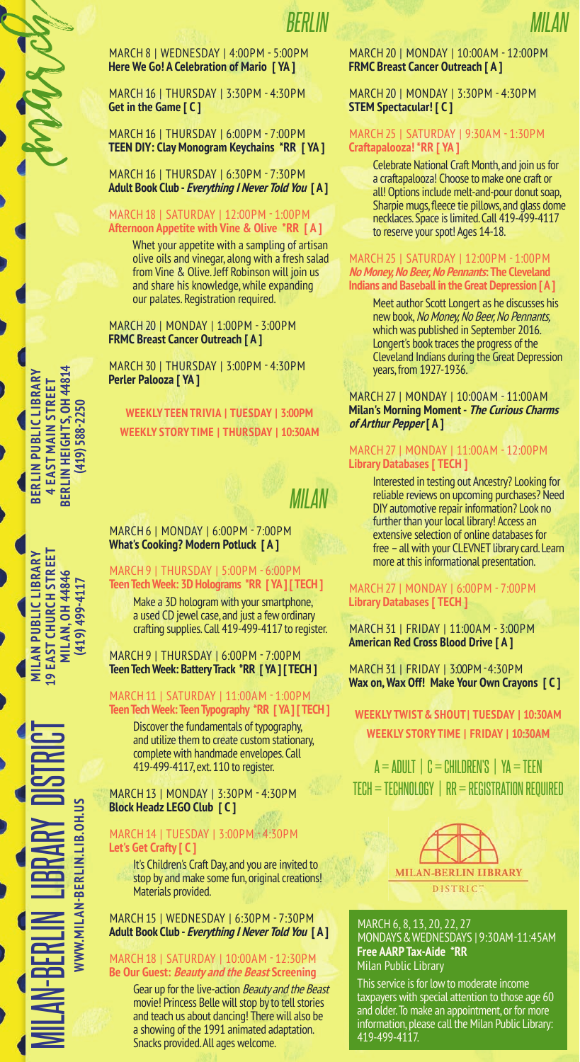march

# BERLIN

MARCH 8 | WEDNESDAY | 4:00PM - 5:00PM
**Here We Go! A Celebration of Mario [ YA ]**

MARCH 16 | THURSDAY | 3:30PM - 4:30PM
**Get in the Game [ C ]**

MARCH 16 | THURSDAY | 6:00PM - 7:00PM
**TEEN DIY: Clay Monogram Keychains *RR [ YA ]**

MARCH 16 | THURSDAY | 6:30PM - 7:30PM
**Adult Book Club - *Everything I Never Told You* [ A ]**

MARCH 18 | SATURDAY | 12:00PM - 1:00PM
**Afternoon Appetite with Vine & Olive *RR [ A ]**

Whet your appetite with a sampling of artisan olive oils and vinegar, along with a fresh salad from Vine & Olive. Jeff Robinson will join us and share his knowledge, while expanding our palates. Registration required.

MARCH 20 | MONDAY | 1:00PM - 3:00PM
**FRMC Breast Cancer Outreach [ A ]**

MARCH 30 | THURSDAY | 3:00PM - 4:30PM
**Perler Palooza [ YA ]**

**WEEKLY TEEN TRIVIA | TUESDAY | 3:00PM**
**WEEKLY STORY TIME | THURSDAY | 10:30AM**

**BERLIN PUBLIC LIBRARY**
**4 EAST MAIN STREET**
**BERLIN HEIGHTS, OH 44814**
**(419) 588-2250**

# MILAN

MARCH 6 | MONDAY | 6:00PM - 7:00PM
**What's Cooking? Modern Potluck [ A ]**

MARCH 9 | THURSDAY | 5:00PM - 6:00PM
**Teen Tech Week: 3D Holograms *RR [ YA ] [ TECH ]**

Make a 3D hologram with your smartphone, a used CD jewel case, and just a few ordinary crafting supplies. Call 419-499-4117 to register.

MARCH 9 | THURSDAY | 6:00PM - 7:00PM
**Teen Tech Week: Battery Track *RR [ YA ] [ TECH ]**

MARCH 11 | SATURDAY | 11:00AM - 1:00PM
**Teen Tech Week: Teen Typography *RR [ YA ] [ TECH ]**

Discover the fundamentals of typography, and utilize them to create custom stationary, complete with handmade envelopes. Call 419-499-4117, ext. 110 to register.

MARCH 13 | MONDAY | 3:30PM - 4:30PM
**Block Headz LEGO Club [ C ]**

MARCH 14 | TUESDAY | 3:00PM - 4:30PM
**Let's Get Crafty [ C ]**

It's Children's Craft Day, and you are invited to stop by and make some fun, original creations! Materials provided.

MARCH 15 | WEDNESDAY | 6:30PM - 7:30PM
**Adult Book Club - *Everything I Never Told You* [ A ]**

MARCH 18 | SATURDAY | 10:00AM - 12:30PM
**Be Our Guest: *Beauty and the Beast* Screening**

Gear up for the live-action *Beauty and the Beast* movie! Princess Belle will stop by to tell stories and teach us about dancing! There will also be a showing of the 1991 animated adaptation. Snacks provided. All ages welcome.

**MILAN PUBLIC LIBRARY**
**19 EAST CHURCH STREET**
**MILAN, OH 44846**
**(419) 499-4117**

MILAN-BERLIN LIBRARY DISTRICT
**WWW.MILAN-BERLIN.LIB.OH.US**

# MILAN

MARCH 20 | MONDAY | 10:00AM - 12:00PM
**FRMC Breast Cancer Outreach [ A ]**

MARCH 20 | MONDAY | 3:30PM - 4:30PM
**STEM Spectacular! [ C ]**

MARCH 25 | SATURDAY | 9:30AM - 1:30PM
**Craftapalooza! *RR [ YA ]**

Celebrate National Craft Month, and join us for a craftapalooza! Choose to make one craft or all! Options include melt-and-pour donut soap, Sharpie mugs, fleece tie pillows, and glass dome necklaces. Space is limited. Call 419-499-4117 to reserve your spot! Ages 14-18.

MARCH 25 | SATURDAY | 12:00PM - 1:00PM
***No Money, No Beer, No Pennants*: The Cleveland Indians and Baseball in the Great Depression [ A ]**

Meet author Scott Longert as he discusses his new book, *No Money, No Beer, No Pennants,* which was published in September 2016. Longert's book traces the progress of the Cleveland Indians during the Great Depression years, from 1927-1936.

MARCH 27 | MONDAY | 10:00AM - 11:00AM
**Milan's Morning Moment - *The Curious Charms of Arthur Pepper* [ A ]**

MARCH 27 | MONDAY | 11:00AM - 12:00PM
**Library Databases [ TECH ]**

Interested in testing out Ancestry? Looking for reliable reviews on upcoming purchases? Need DIY automotive repair information? Look no further than your local library! Access an extensive selection of online databases for free – all with your CLEVNET library card. Learn more at this informational presentation.

MARCH 27 | MONDAY | 6:00PM - 7:00PM
**Library Databases [ TECH ]**

MARCH 31 | FRIDAY | 11:00AM - 3:00PM
**American Red Cross Blood Drive [ A ]**

MARCH 31 | FRIDAY | 3:00PM - 4:30PM
**Wax on, Wax Off! Make Your Own Crayons [ C ]**

**WEEKLY TWIST & SHOUT | TUESDAY | 10:30AM**
**WEEKLY STORY TIME | FRIDAY | 10:30AM**

A = ADULT | C = CHILDREN'S | YA = TEEN
TECH = TECHNOLOGY | RR = REGISTRATION REQUIRED

MILAN-BERLIN LIBRARY DISTRICT

MARCH 6, 8, 13, 20, 22, 27
MONDAYS & WEDNESDAYS | 9:30AM-11:45AM
**Free AARP Tax-Aide *RR**
Milan Public Library

This service is for low to moderate income taxpayers with special attention to those age 60 and older. To make an appointment, or for more information, please call the Milan Public Library: 419-499-4117.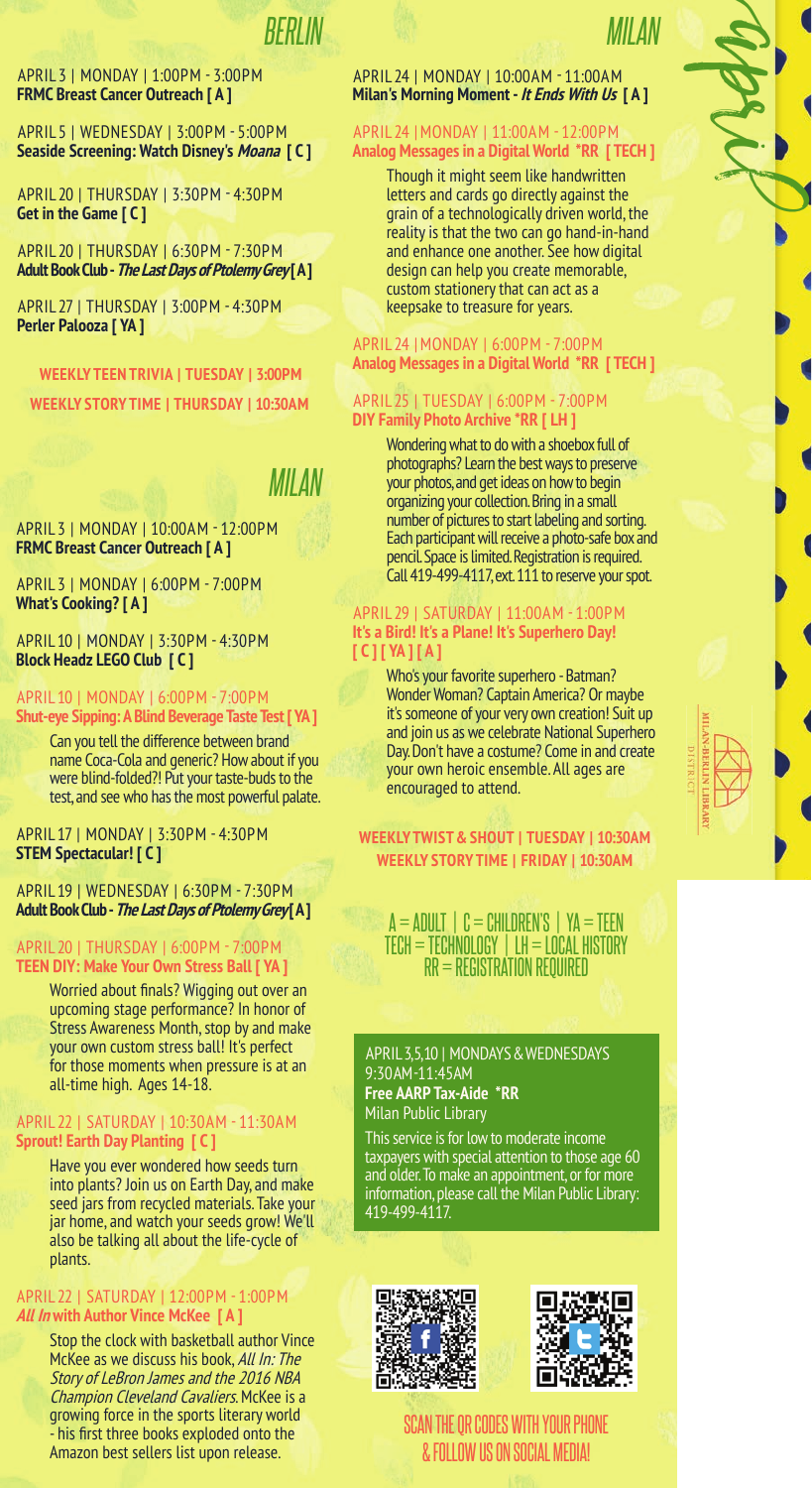# BERLIN

APRIL 3 | MONDAY | 1:00PM - 3:00PM
**FRMC Breast Cancer Outreach [ A ]**

APRIL 5 | WEDNESDAY | 3:00PM - 5:00PM
**Seaside Screening: Watch Disney's *Moana* [ C ]**

APRIL 20 | THURSDAY | 3:30PM - 4:30PM
**Get in the Game [ C ]**

APRIL 20 | THURSDAY | 6:30PM - 7:30PM
**Adult Book Club - *The Last Days of Ptolemy Grey* [ A ]**

APRIL 27 | THURSDAY | 3:00PM - 4:30PM
**Perler Palooza [ YA ]**

**WEEKLY TEEN TRIVIA | TUESDAY | 3:00PM**

**WEEKLY STORY TIME | THURSDAY | 10:30AM**

# MILAN

APRIL 3 | MONDAY | 10:00AM - 12:00PM
**FRMC Breast Cancer Outreach [ A ]**

APRIL 3 | MONDAY | 6:00PM - 7:00PM
**What's Cooking? [ A ]**

APRIL 10 | MONDAY | 3:30PM - 4:30PM
**Block Headz LEGO Club [ C ]**

APRIL 10 | MONDAY | 6:00PM - 7:00PM
**Shut-eye Sipping: A Blind Beverage Taste Test [ YA ]**

Can you tell the difference between brand name Coca-Cola and generic? How about if you were blind-folded?! Put your taste-buds to the test, and see who has the most powerful palate.

APRIL 17 | MONDAY | 3:30PM - 4:30PM
**STEM Spectacular! [ C ]**

APRIL 19 | WEDNESDAY | 6:30PM - 7:30PM
**Adult Book Club - *The Last Days of Ptolemy Grey* [ A ]**

APRIL 20 | THURSDAY | 6:00PM - 7:00PM
**TEEN DIY: Make Your Own Stress Ball [ YA ]**

Worried about finals? Wigging out over an upcoming stage performance? In honor of Stress Awareness Month, stop by and make your own custom stress ball! It's perfect for those moments when pressure is at an all-time high. Ages 14-18.

APRIL 22 | SATURDAY | 10:30AM - 11:30AM
**Sprout! Earth Day Planting [ C ]**

Have you ever wondered how seeds turn into plants? Join us on Earth Day, and make seed jars from recycled materials. Take your jar home, and watch your seeds grow! We'll also be talking all about the life-cycle of plants.

APRIL 22 | SATURDAY | 12:00PM - 1:00PM
***All In* with Author Vince McKee [ A ]**

Stop the clock with basketball author Vince McKee as we discuss his book, *All In: The Story of LeBron James and the 2016 NBA Champion Cleveland Cavaliers*. McKee is a growing force in the sports literary world - his first three books exploded onto the Amazon best sellers list upon release.

# MILAN

APRIL 24 | MONDAY | 10:00AM - 11:00AM
**Milan's Morning Moment - *It Ends With Us* [ A ]**

APRIL 24 | MONDAY | 11:00AM - 12:00PM
**Analog Messages in a Digital World *RR [ TECH ]**

Though it might seem like handwritten letters and cards go directly against the grain of a technologically driven world, the reality is that the two can go hand-in-hand and enhance one another. See how digital design can help you create memorable, custom stationery that can act as a keepsake to treasure for years.

APRIL 24 | MONDAY | 6:00PM - 7:00PM
**Analog Messages in a Digital World *RR [ TECH ]**

APRIL 25 | TUESDAY | 6:00PM - 7:00PM
**DIY Family Photo Archive *RR [ LH ]**

Wondering what to do with a shoebox full of photographs? Learn the best ways to preserve your photos, and get ideas on how to begin organizing your collection. Bring in a small number of pictures to start labeling and sorting. Each participant will receive a photo-safe box and pencil. Space is limited. Registration is required. Call 419-499-4117, ext. 111 to reserve your spot.

APRIL 29 | SATURDAY | 11:00AM - 1:00PM
**It's a Bird! It's a Plane! It's Superhero Day! [ C ] [ YA ] [ A ]**

Who's your favorite superhero - Batman? Wonder Woman? Captain America? Or maybe it's someone of your very own creation! Suit up and join us as we celebrate National Superhero Day. Don't have a costume? Come in and create your own heroic ensemble. All ages are encouraged to attend.

**WEEKLY TWIST & SHOUT | TUESDAY | 10:30AM**
**WEEKLY STORY TIME | FRIDAY | 10:30AM**

A = ADULT | C = CHILDREN'S | YA = TEEN
TECH = TECHNOLOGY | LH = LOCAL HISTORY
RR = REGISTRATION REQUIRED

APRIL 3,5,10 | MONDAYS & WEDNESDAYS
9:30AM-11:45AM
**Free AARP Tax-Aide *RR**
Milan Public Library

This service is for low to moderate income taxpayers with special attention to those age 60 and older. To make an appointment, or for more information, please call the Milan Public Library: 419-499-4117.

SCAN THE QR CODES WITH YOUR PHONE & FOLLOW US ON SOCIAL MEDIA!

MILAN-BERLIN LIBRARY DISTRICT